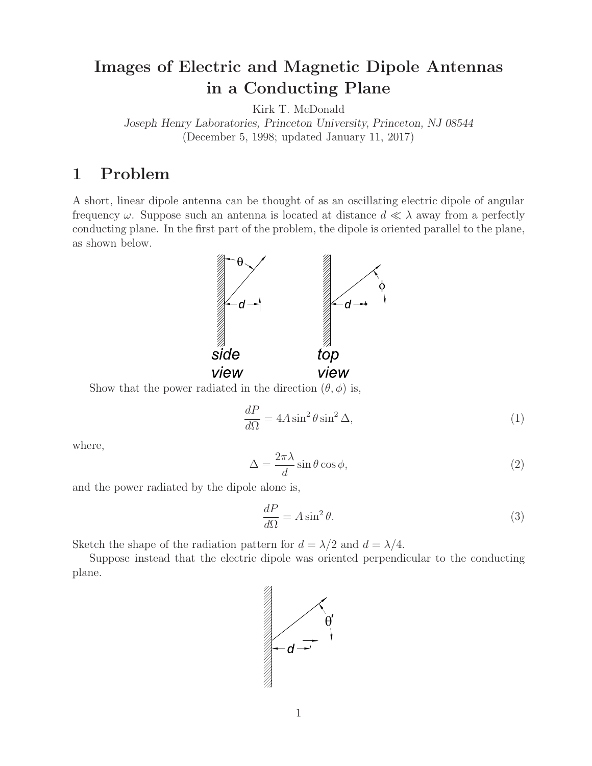# Images of Electric and Magnetic Dipole Antennas in a Conducting Plane

Kirk T. McDonald

*Joseph Henry Laboratories, Princeton University, Princeton, NJ 08544*

(December 5, 1998; updated January 11, 2017)

## 1 Problem

A short, linear dipole antenna can be thought of as an oscillating electric dipole of angular frequency $\omega$. Suppose such an antenna is located at distance $d \ll \lambda$ away from a perfectly conducting plane. In the first part of the problem, the dipole is oriented parallel to the plane, as shown below.

Show that the power radiated in the direction $(\theta, \phi)$ is,

$$\frac{dP}{d\Omega} = 4A \sin^2\theta \sin^2\Delta, \tag{1}$$

where,

$$\Delta = \frac{2\pi\lambda}{d}\sin\theta\cos\phi, \tag{2}$$

and the power radiated by the dipole alone is,

$$\frac{dP}{d\Omega} = A\sin^2\theta. \tag{3}$$

Sketch the shape of the radiation pattern for $d = \lambda/2$ and $d = \lambda/4$.

Suppose instead that the electric dipole was oriented perpendicular to the conducting plane.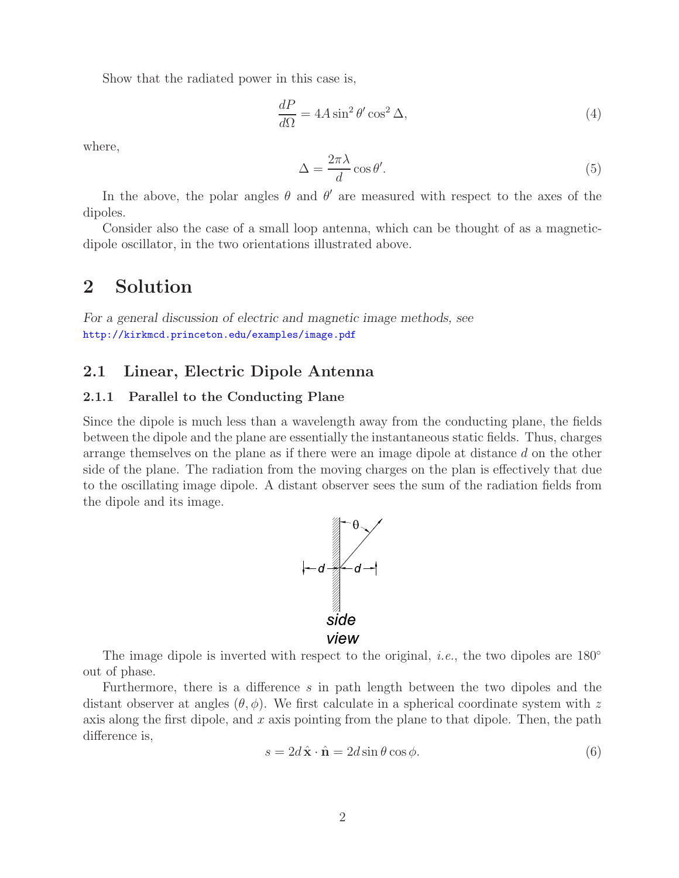Show that the radiated power in this case is,

$$\frac{dP}{d\Omega} = 4A \sin^2 \theta' \cos^2 \Delta, \tag{4}$$

where,

$$\Delta = \frac{2\pi\lambda}{d} \cos\theta'. \tag{5}$$

In the above, the polar angles $\theta$ and $\theta'$ are measured with respect to the axes of the dipoles.

Consider also the case of a small loop antenna, which can be thought of as a magnetic-dipole oscillator, in the two orientations illustrated above.

# 2 Solution

*For a general discussion of electric and magnetic image methods, see* http://kirkmcd.princeton.edu/examples/image.pdf

## 2.1 Linear, Electric Dipole Antenna

### 2.1.1 Parallel to the Conducting Plane

Since the dipole is much less than a wavelength away from the conducting plane, the fields between the dipole and the plane are essentially the instantaneous static fields. Thus, charges arrange themselves on the plane as if there were an image dipole at distance $d$ on the other side of the plane. The radiation from the moving charges on the plan is effectively that due to the oscillating image dipole. A distant observer sees the sum of the radiation fields from the dipole and its image.

side view

The image dipole is inverted with respect to the original, *i.e.*, the two dipoles are 180° out of phase.

Furthermore, there is a difference $s$ in path length between the two dipoles and the distant observer at angles $(\theta, \phi)$. We first calculate in a spherical coordinate system with $z$ axis along the first dipole, and $x$ axis pointing from the plane to that dipole. Then, the path difference is,

$$s = 2d\,\hat{\mathbf{x}} \cdot \hat{\mathbf{n}} = 2d \sin\theta \cos\phi. \tag{6}$$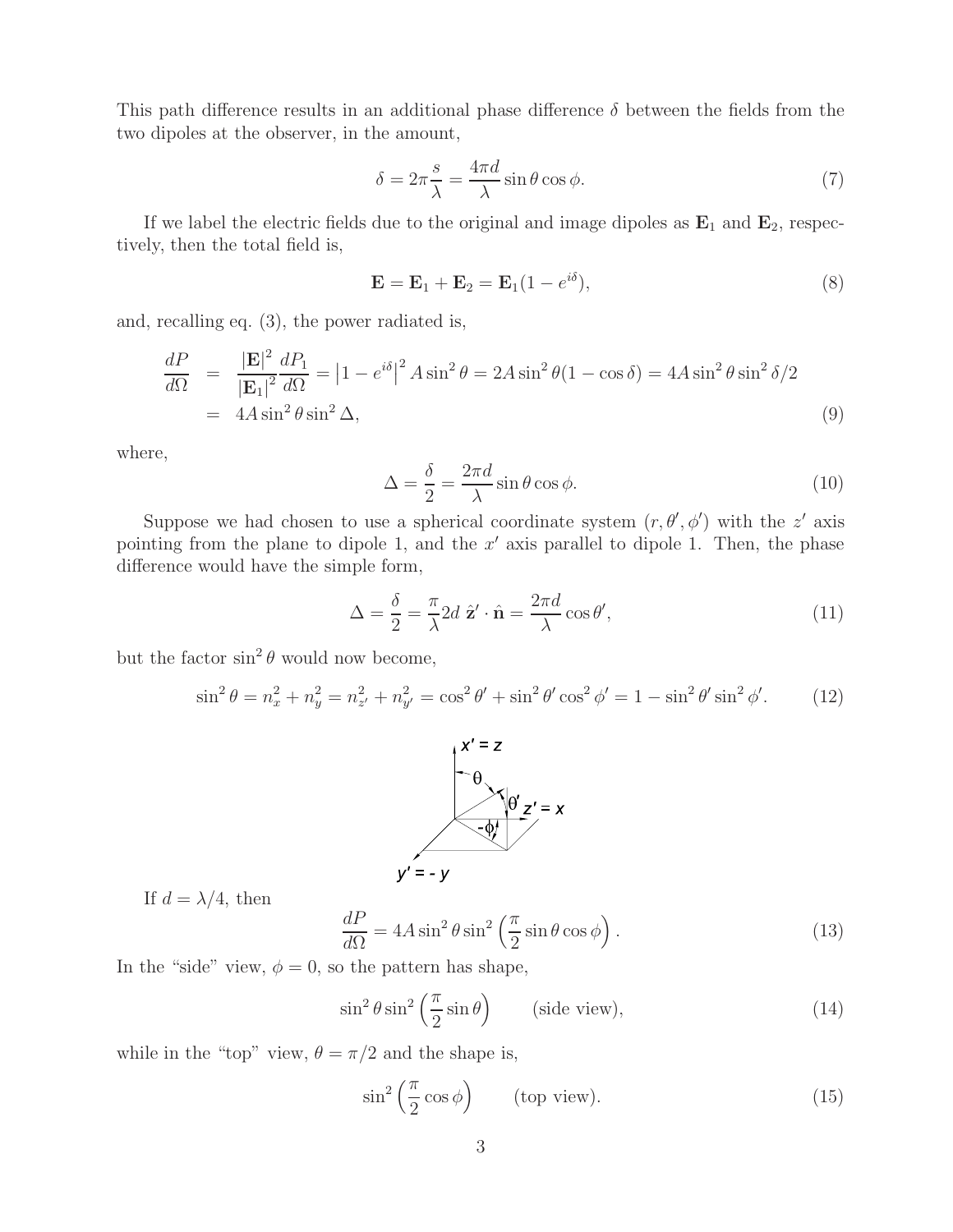This path difference results in an additional phase difference $\delta$ between the fields from the two dipoles at the observer, in the amount,

$$\delta = 2\pi \frac{s}{\lambda} = \frac{4\pi d}{\lambda} \sin\theta \cos\phi. \tag{7}$$

If we label the electric fields due to the original and image dipoles as $\mathbf{E}_1$ and $\mathbf{E}_2$, respectively, then the total field is,

$$\mathbf{E} = \mathbf{E}_1 + \mathbf{E}_2 = \mathbf{E}_1(1 - e^{i\delta}), \tag{8}$$

and, recalling eq. (3), the power radiated is,

$$\begin{aligned}
\frac{dP}{d\Omega} &= \frac{|\mathbf{E}|^2}{|\mathbf{E}_1|^2}\frac{dP_1}{d\Omega} = \left|1 - e^{i\delta}\right|^2 A \sin^2\theta = 2A\sin^2\theta(1-\cos\delta) = 4A\sin^2\theta\sin^2\delta/2 \\
&= 4A\sin^2\theta\sin^2\Delta,
\end{aligned} \tag{9}$$

where,

$$\Delta = \frac{\delta}{2} = \frac{2\pi d}{\lambda}\sin\theta\cos\phi. \tag{10}$$

Suppose we had chosen to use a spherical coordinate system $(r, \theta', \phi')$ with the $z'$ axis pointing from the plane to dipole 1, and the $x'$ axis parallel to dipole 1. Then, the phase difference would have the simple form,

$$\Delta = \frac{\delta}{2} = \frac{\pi}{\lambda} 2d\ \hat{\mathbf{z}}' \cdot \hat{\mathbf{n}} = \frac{2\pi d}{\lambda}\cos\theta', \tag{11}$$

but the factor $\sin^2\theta$ would now become,

$$\sin^2\theta = n_x^2 + n_y^2 = n_{z'}^2 + n_{y'}^2 = \cos^2\theta' + \sin^2\theta'\cos^2\phi' = 1 - \sin^2\theta'\sin^2\phi'. \tag{12}$$

If $d = \lambda/4$, then

$$\frac{dP}{d\Omega} = 4A\sin^2\theta\sin^2\left(\frac{\pi}{2}\sin\theta\cos\phi\right). \tag{13}$$

In the "side" view, $\phi = 0$, so the pattern has shape,

$$\sin^2\theta\sin^2\left(\frac{\pi}{2}\sin\theta\right) \qquad \text{(side view)}, \tag{14}$$

while in the "top" view, $\theta = \pi/2$ and the shape is,

$$\sin^2\left(\frac{\pi}{2}\cos\phi\right) \qquad \text{(top view)}. \tag{15}$$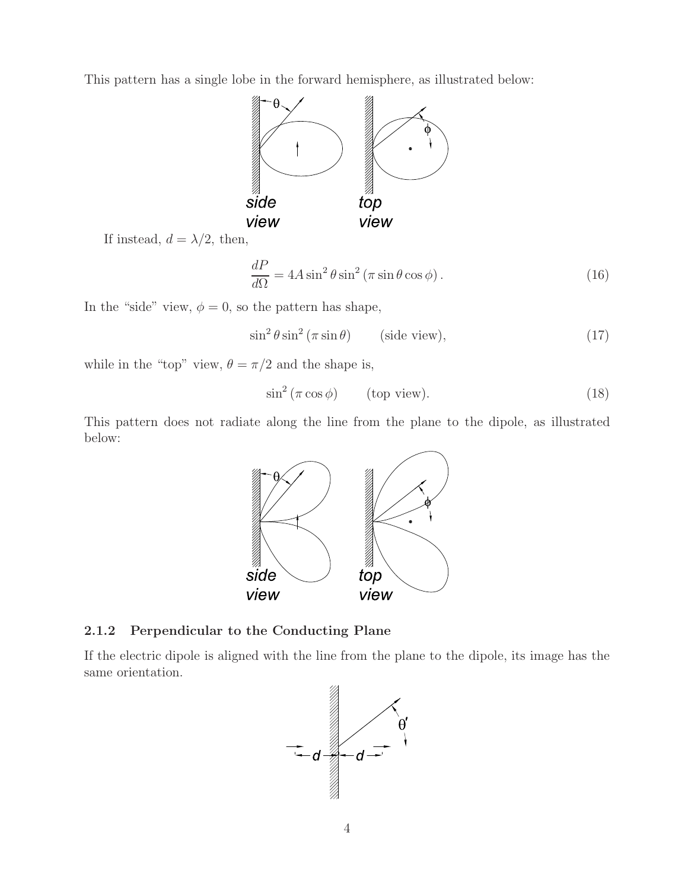This pattern has a single lobe in the forward hemisphere, as illustrated below:

If instead, $d = \lambda/2$, then,

$$\frac{dP}{d\Omega} = 4A \sin^2\theta \sin^2(\pi \sin\theta \cos\phi). \tag{16}$$

In the "side" view, $\phi = 0$, so the pattern has shape,

$$\sin^2\theta \sin^2(\pi \sin\theta) \qquad \text{(side view)}, \tag{17}$$

while in the "top" view, $\theta = \pi/2$ and the shape is,

$$\sin^2(\pi \cos\phi) \qquad \text{(top view)}. \tag{18}$$

This pattern does not radiate along the line from the plane to the dipole, as illustrated below:

### 2.1.2 Perpendicular to the Conducting Plane

If the electric dipole is aligned with the line from the plane to the dipole, its image has the same orientation.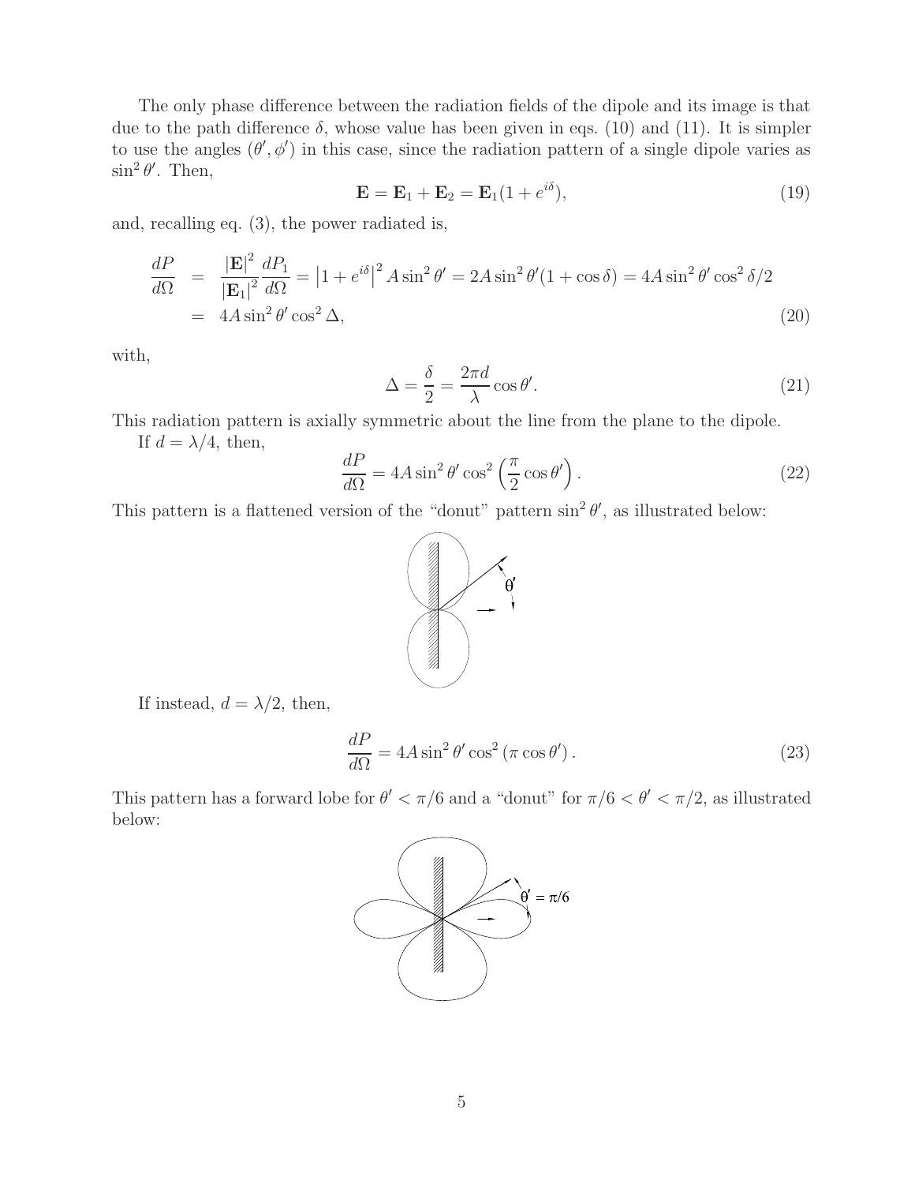The only phase difference between the radiation fields of the dipole and its image is that due to the path difference $\delta$, whose value has been given in eqs. (10) and (11). It is simpler to use the angles $(\theta', \phi')$ in this case, since the radiation pattern of a single dipole varies as $\sin^2\theta'$. Then,

$$\mathbf{E} = \mathbf{E}_1 + \mathbf{E}_2 = \mathbf{E}_1(1 + e^{i\delta}), \tag{19}$$

and, recalling eq. (3), the power radiated is,

$$\begin{aligned}
\frac{dP}{d\Omega} &= \frac{|\mathbf{E}|^2}{|\mathbf{E}_1|^2}\frac{dP_1}{d\Omega} = \left|1 + e^{i\delta}\right|^2 A\sin^2\theta' = 2A\sin^2\theta'(1+\cos\delta) = 4A\sin^2\theta'\cos^2\delta/2 \\
&= 4A\sin^2\theta'\cos^2\Delta,
\end{aligned} \tag{20}$$

with,

$$\Delta = \frac{\delta}{2} = \frac{2\pi d}{\lambda}\cos\theta'. \tag{21}$$

This radiation pattern is axially symmetric about the line from the plane to the dipole.

If $d = \lambda/4$, then,

$$\frac{dP}{d\Omega} = 4A\sin^2\theta'\cos^2\left(\frac{\pi}{2}\cos\theta'\right). \tag{22}$$

This pattern is a flattened version of the "donut" pattern $\sin^2\theta'$, as illustrated below:

If instead, $d = \lambda/2$, then,

$$\frac{dP}{d\Omega} = 4A\sin^2\theta'\cos^2\left(\pi\cos\theta'\right). \tag{23}$$

This pattern has a forward lobe for $\theta' < \pi/6$ and a "donut" for $\pi/6 < \theta' < \pi/2$, as illustrated below: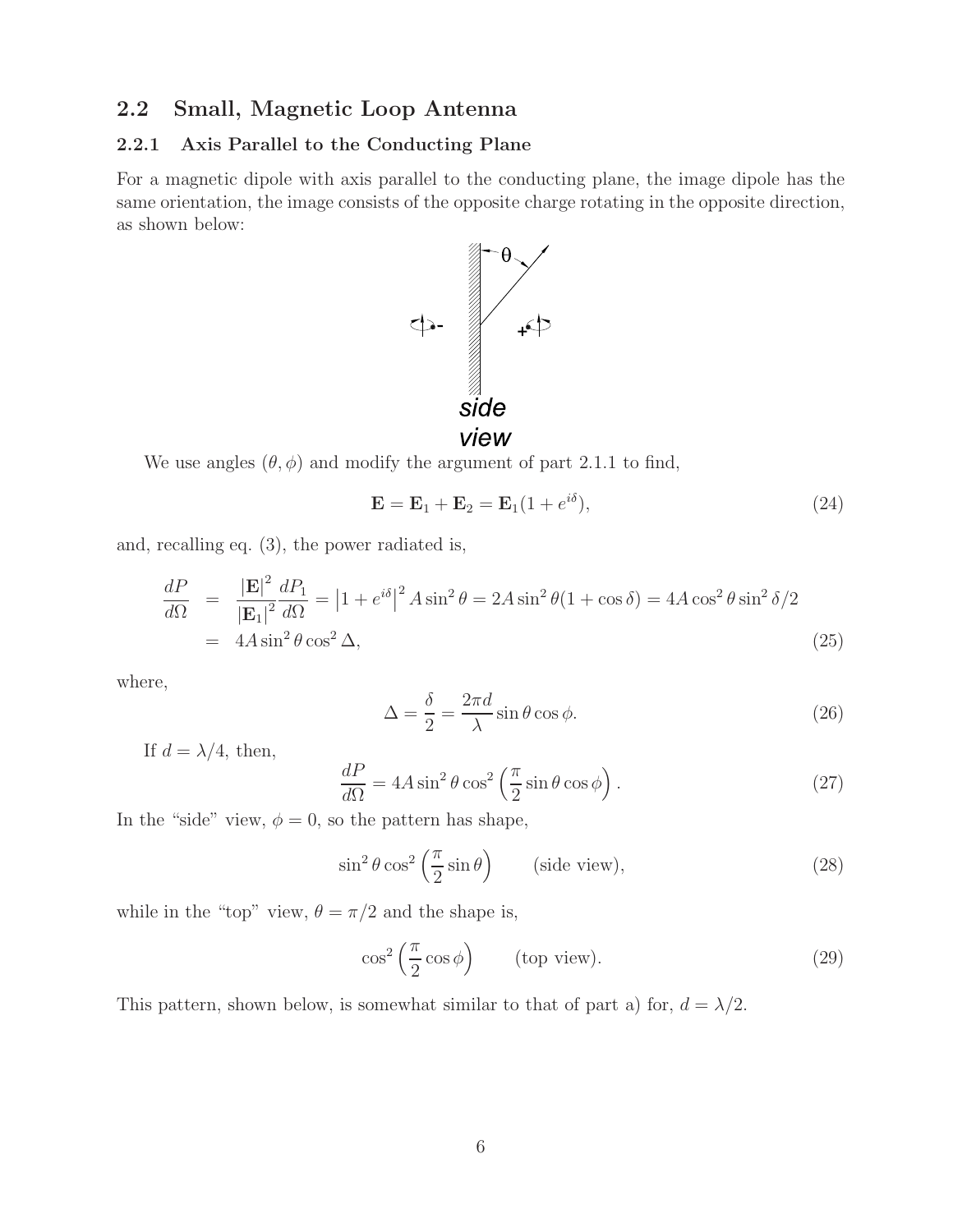## 2.2 Small, Magnetic Loop Antenna

### 2.2.1 Axis Parallel to the Conducting Plane

For a magnetic dipole with axis parallel to the conducting plane, the image dipole has the same orientation, the image consists of the opposite charge rotating in the opposite direction, as shown below:

*side view*

We use angles $(\theta, \phi)$ and modify the argument of part 2.1.1 to find,

$$\mathbf{E} = \mathbf{E}_1 + \mathbf{E}_2 = \mathbf{E}_1(1 + e^{i\delta}), \tag{24}$$

and, recalling eq. (3), the power radiated is,

$$\begin{aligned} \frac{dP}{d\Omega} &= \frac{|\mathbf{E}|^2}{|\mathbf{E}_1|^2}\frac{dP_1}{d\Omega} = \left|1 + e^{i\delta}\right|^2 A\sin^2\theta = 2A\sin^2\theta(1+\cos\delta) = 4A\cos^2\theta\sin^2\delta/2 \\ &= 4A\sin^2\theta\cos^2\Delta, \end{aligned} \tag{25}$$

where,

$$\Delta = \frac{\delta}{2} = \frac{2\pi d}{\lambda}\sin\theta\cos\phi. \tag{26}$$

If $d = \lambda/4$, then,

$$\frac{dP}{d\Omega} = 4A\sin^2\theta\cos^2\left(\frac{\pi}{2}\sin\theta\cos\phi\right). \tag{27}$$

In the "side" view, $\phi = 0$, so the pattern has shape,

$$\sin^2\theta\cos^2\left(\frac{\pi}{2}\sin\theta\right) \qquad \text{(side view)}, \tag{28}$$

while in the "top" view, $\theta = \pi/2$ and the shape is,

$$\cos^2\left(\frac{\pi}{2}\cos\phi\right) \qquad \text{(top view)}. \tag{29}$$

This pattern, shown below, is somewhat similar to that of part a) for, $d = \lambda/2$.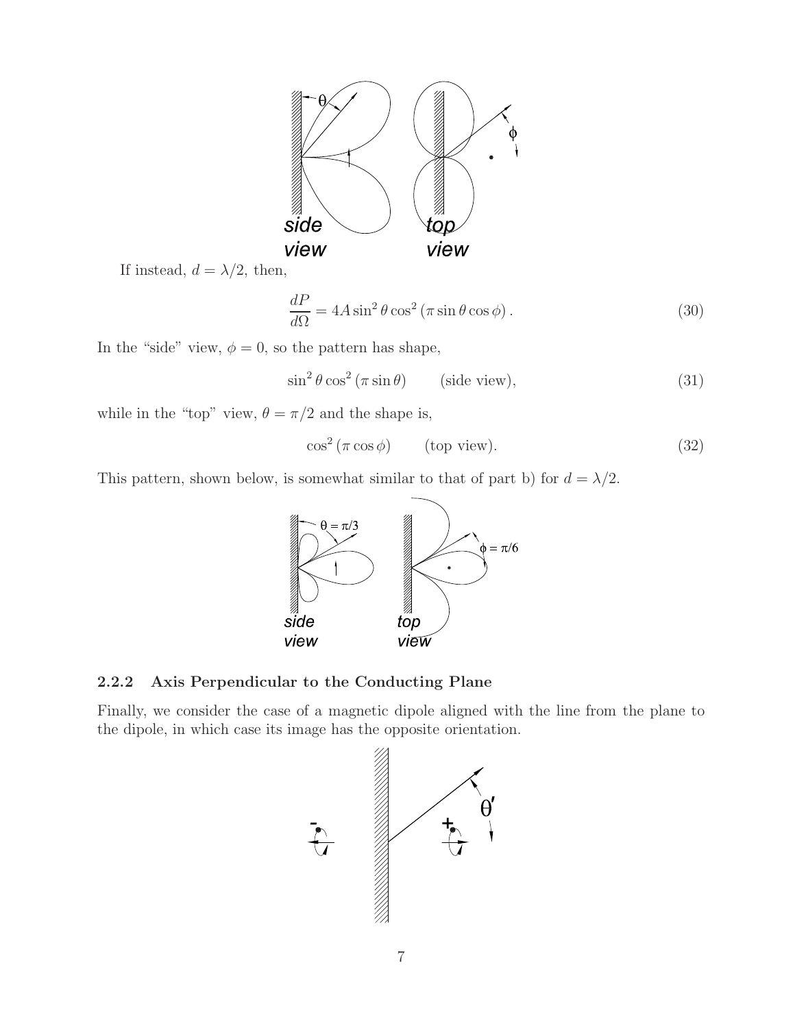If instead, $d = \lambda/2$, then,

$$\frac{dP}{d\Omega} = 4A \sin^2\theta \cos^2(\pi \sin\theta \cos\phi). \tag{30}$$

In the "side" view, $\phi = 0$, so the pattern has shape,

$$\sin^2\theta \cos^2(\pi \sin\theta) \qquad \text{(side view)}, \tag{31}$$

while in the "top" view, $\theta = \pi/2$ and the shape is,

$$\cos^2(\pi \cos\phi) \qquad \text{(top view)}. \tag{32}$$

This pattern, shown below, is somewhat similar to that of part b) for $d = \lambda/2$.

### 2.2.2 Axis Perpendicular to the Conducting Plane

Finally, we consider the case of a magnetic dipole aligned with the line from the plane to the dipole, in which case its image has the opposite orientation.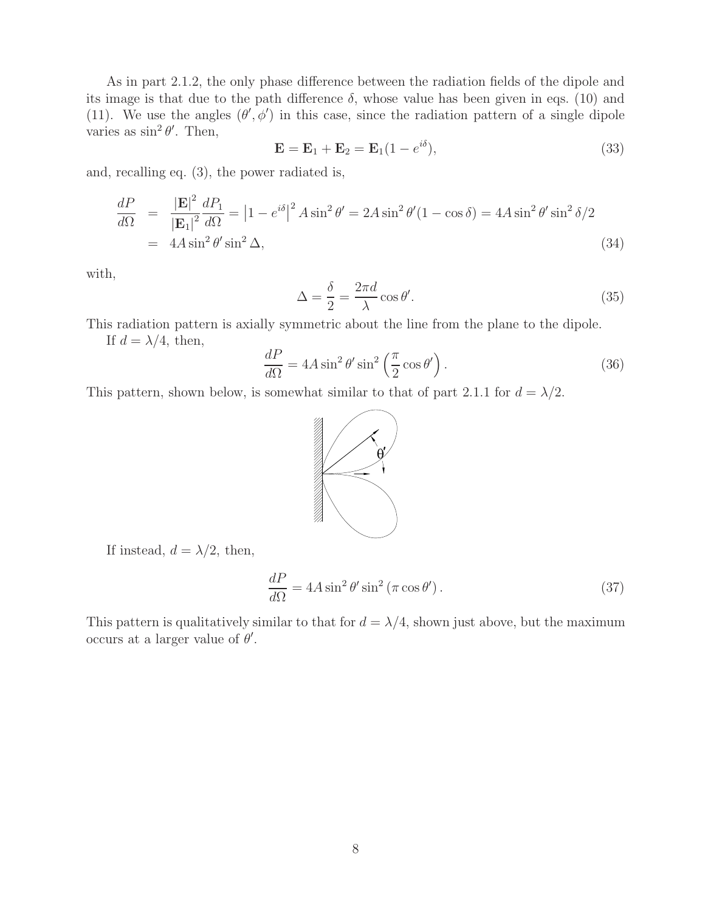As in part 2.1.2, the only phase difference between the radiation fields of the dipole and its image is that due to the path difference $\delta$, whose value has been given in eqs. (10) and (11). We use the angles $(\theta', \phi')$ in this case, since the radiation pattern of a single dipole varies as $\sin^2\theta'$. Then,

$$\mathbf{E} = \mathbf{E}_1 + \mathbf{E}_2 = \mathbf{E}_1(1 - e^{i\delta}), \tag{33}$$

and, recalling eq. (3), the power radiated is,

$$\begin{aligned} \frac{dP}{d\Omega} &= \frac{|\mathbf{E}|^2}{|\mathbf{E}_1|^2}\frac{dP_1}{d\Omega} = \left|1 - e^{i\delta}\right|^2 A\sin^2\theta' = 2A\sin^2\theta'(1-\cos\delta) = 4A\sin^2\theta'\sin^2\delta/2 \\ &= 4A\sin^2\theta'\sin^2\Delta, \end{aligned} \tag{34}$$

with,

$$\Delta = \frac{\delta}{2} = \frac{2\pi d}{\lambda}\cos\theta'. \tag{35}$$

This radiation pattern is axially symmetric about the line from the plane to the dipole.

If $d = \lambda/4$, then,

$$\frac{dP}{d\Omega} = 4A\sin^2\theta'\sin^2\left(\frac{\pi}{2}\cos\theta'\right). \tag{36}$$

This pattern, shown below, is somewhat similar to that of part 2.1.1 for $d = \lambda/2$.

θ'

If instead, $d = \lambda/2$, then,

$$\frac{dP}{d\Omega} = 4A\sin^2\theta'\sin^2\left(\pi\cos\theta'\right). \tag{37}$$

This pattern is qualitatively similar to that for $d = \lambda/4$, shown just above, but the maximum occurs at a larger value of $\theta'$.